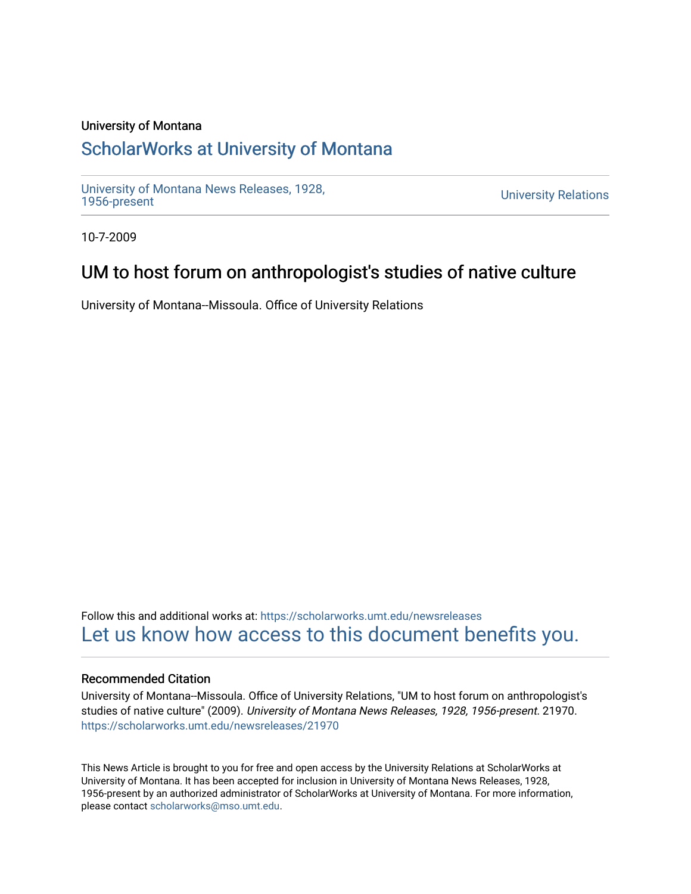University of Montana

## ScholarWorks at University of Montana

University of Montana News Releases, 1928, 1956-present

University Relations

10-7-2009

# UM to host forum on anthropologist's studies of native culture

University of Montana--Missoula. Office of University Relations

Follow this and additional works at: https://scholarworks.umt.edu/newsreleases

Let us know how access to this document benefits you.

### Recommended Citation

University of Montana--Missoula. Office of University Relations, "UM to host forum on anthropologist's studies of native culture" (2009). *University of Montana News Releases, 1928, 1956-present*. 21970. https://scholarworks.umt.edu/newsreleases/21970

This News Article is brought to you for free and open access by the University Relations at ScholarWorks at University of Montana. It has been accepted for inclusion in University of Montana News Releases, 1928, 1956-present by an authorized administrator of ScholarWorks at University of Montana. For more information, please contact scholarworks@mso.umt.edu.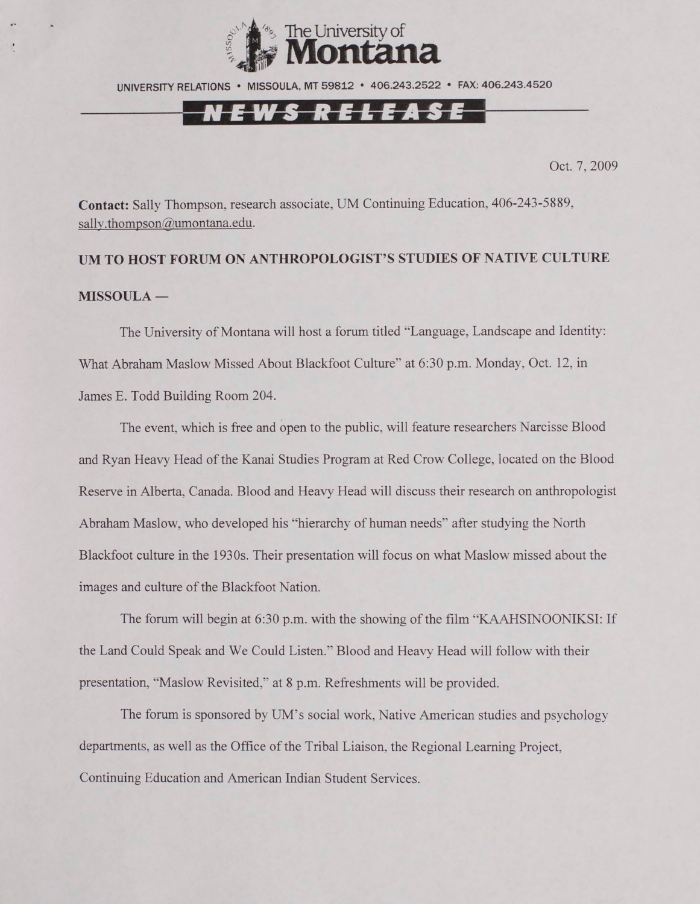The University of Montana

UNIVERSITY RELATIONS • MISSOULA, MT 59812 • 406.243.2522 • FAX: 406.243.4520

NEWS RELEASE

Oct. 7, 2009

**Contact:** Sally Thompson, research associate, UM Continuing Education, 406-243-5889, sally.thompson@umontana.edu.

**UM TO HOST FORUM ON ANTHROPOLOGIST'S STUDIES OF NATIVE CULTURE**

**MISSOULA —**

The University of Montana will host a forum titled "Language, Landscape and Identity: What Abraham Maslow Missed About Blackfoot Culture" at 6:30 p.m. Monday, Oct. 12, in James E. Todd Building Room 204.

The event, which is free and open to the public, will feature researchers Narcisse Blood and Ryan Heavy Head of the Kanai Studies Program at Red Crow College, located on the Blood Reserve in Alberta, Canada. Blood and Heavy Head will discuss their research on anthropologist Abraham Maslow, who developed his "hierarchy of human needs" after studying the North Blackfoot culture in the 1930s. Their presentation will focus on what Maslow missed about the images and culture of the Blackfoot Nation.

The forum will begin at 6:30 p.m. with the showing of the film "KAAHSINOONIKSI: If the Land Could Speak and We Could Listen." Blood and Heavy Head will follow with their presentation, "Maslow Revisited," at 8 p.m. Refreshments will be provided.

The forum is sponsored by UM's social work, Native American studies and psychology departments, as well as the Office of the Tribal Liaison, the Regional Learning Project, Continuing Education and American Indian Student Services.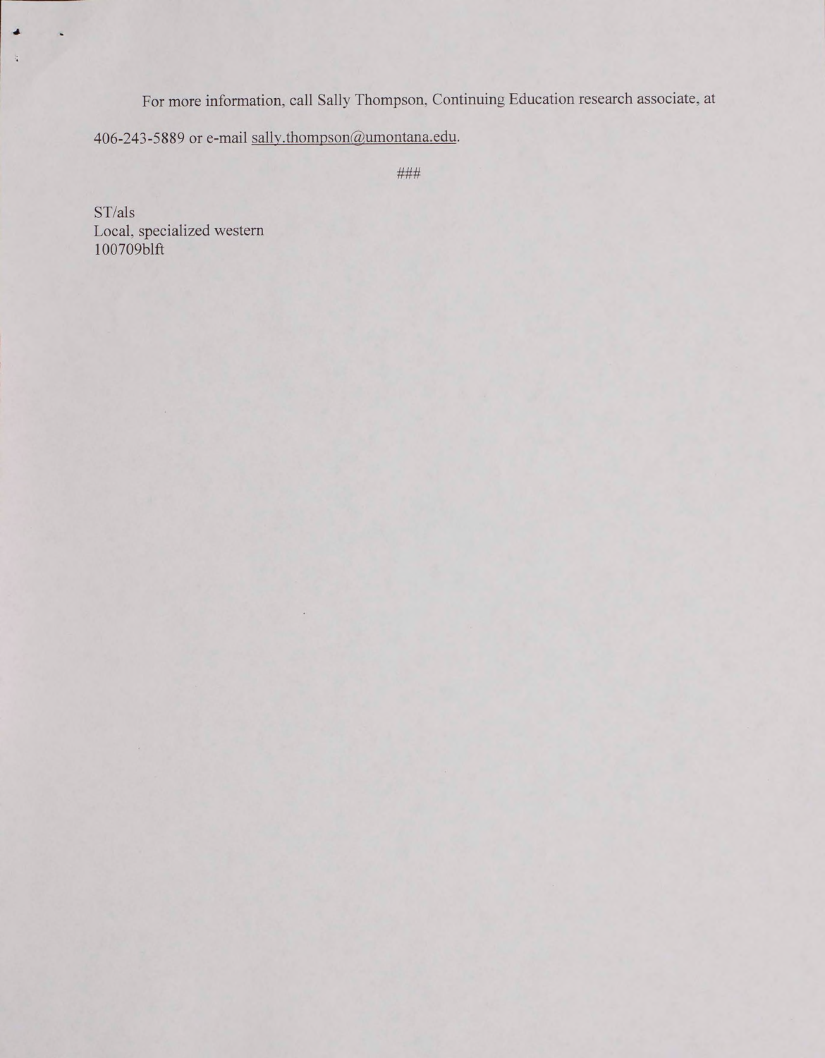For more information, call Sally Thompson, Continuing Education research associate, at 406-243-5889 or e-mail sally.thompson@umontana.edu.

###

ST/als
Local, specialized western
100709blft